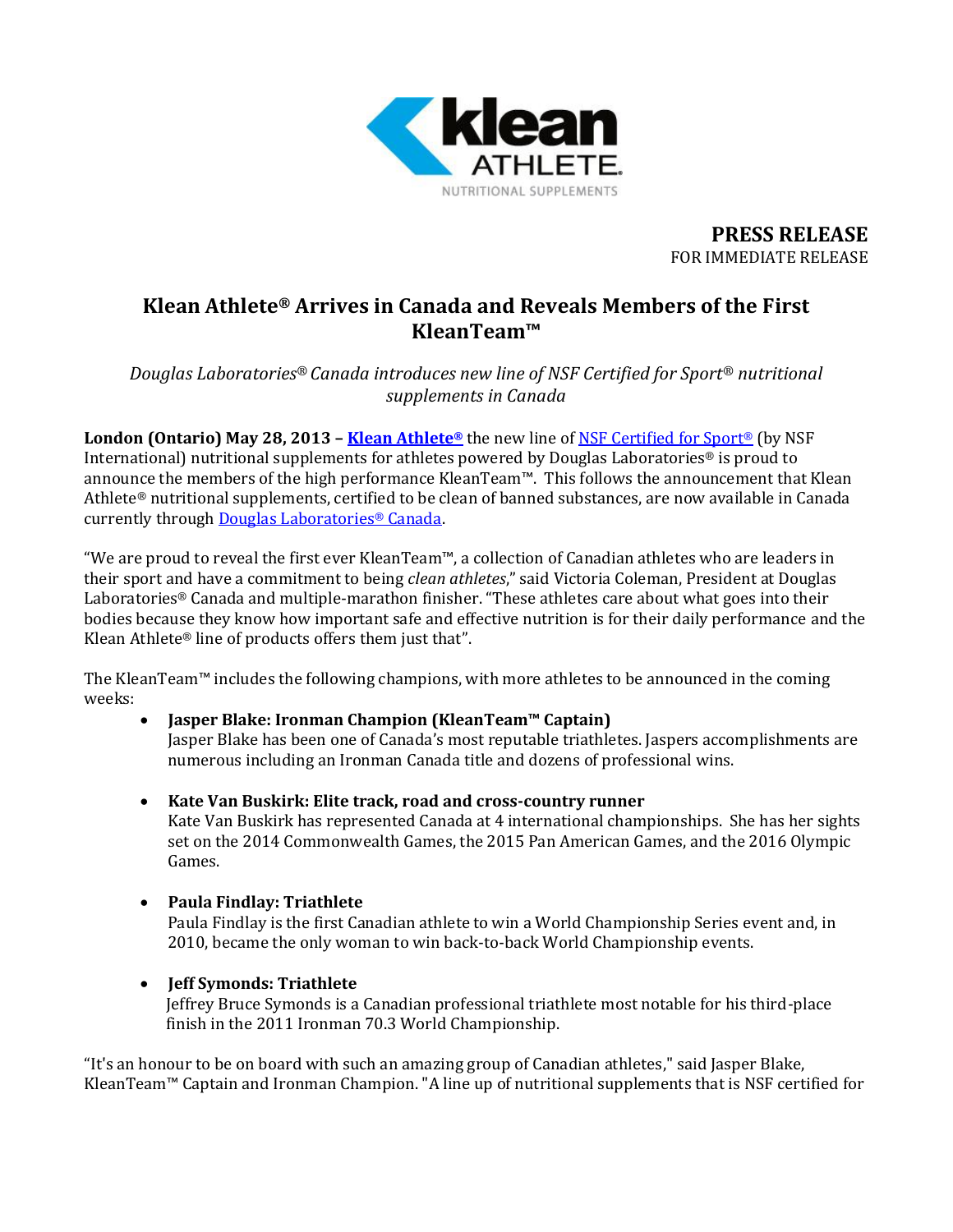klean ATHLETE. NUTRITIONAL SUPPLEMENTS

**PRESS RELEASE**
FOR IMMEDIATE RELEASE

# Klean Athlete® Arrives in Canada and Reveals Members of the First KleanTeam™

*Douglas Laboratories® Canada introduces new line of NSF Certified for Sport® nutritional supplements in Canada*

**London (Ontario) May 28, 2013 – Klean Athlete®** the new line of NSF Certified for Sport® (by NSF International) nutritional supplements for athletes powered by Douglas Laboratories® is proud to announce the members of the high performance KleanTeam™. This follows the announcement that Klean Athlete® nutritional supplements, certified to be clean of banned substances, are now available in Canada currently through Douglas Laboratories® Canada.

"We are proud to reveal the first ever KleanTeam™, a collection of Canadian athletes who are leaders in their sport and have a commitment to being *clean athletes*," said Victoria Coleman, President at Douglas Laboratories® Canada and multiple-marathon finisher. "These athletes care about what goes into their bodies because they know how important safe and effective nutrition is for their daily performance and the Klean Athlete® line of products offers them just that".

The KleanTeam™ includes the following champions, with more athletes to be announced in the coming weeks:

- **Jasper Blake: Ironman Champion (KleanTeam™ Captain)**
  Jasper Blake has been one of Canada's most reputable triathletes. Jaspers accomplishments are numerous including an Ironman Canada title and dozens of professional wins.

- **Kate Van Buskirk: Elite track, road and cross-country runner**
  Kate Van Buskirk has represented Canada at 4 international championships. She has her sights set on the 2014 Commonwealth Games, the 2015 Pan American Games, and the 2016 Olympic Games.

- **Paula Findlay: Triathlete**
  Paula Findlay is the first Canadian athlete to win a World Championship Series event and, in 2010, became the only woman to win back-to-back World Championship events.

- **Jeff Symonds: Triathlete**
  Jeffrey Bruce Symonds is a Canadian professional triathlete most notable for his third-place finish in the 2011 Ironman 70.3 World Championship.

"It's an honour to be on board with such an amazing group of Canadian athletes," said Jasper Blake, KleanTeam™ Captain and Ironman Champion. "A line up of nutritional supplements that is NSF certified for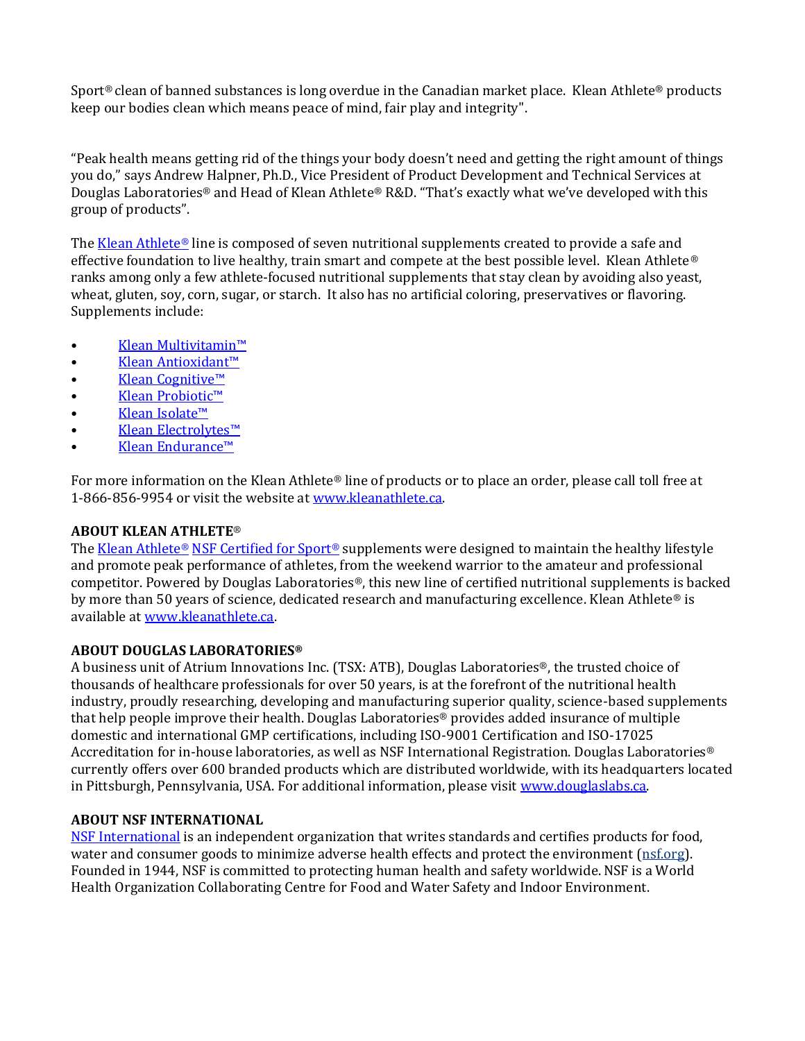Sport® clean of banned substances is long overdue in the Canadian market place. Klean Athlete® products keep our bodies clean which means peace of mind, fair play and integrity".

"Peak health means getting rid of the things your body doesn't need and getting the right amount of things you do," says Andrew Halpner, Ph.D., Vice President of Product Development and Technical Services at Douglas Laboratories® and Head of Klean Athlete® R&D. "That's exactly what we've developed with this group of products".

The [Klean Athlete®](#) line is composed of seven nutritional supplements created to provide a safe and effective foundation to live healthy, train smart and compete at the best possible level. Klean Athlete® ranks among only a few athlete-focused nutritional supplements that stay clean by avoiding also yeast, wheat, gluten, soy, corn, sugar, or starch. It also has no artificial coloring, preservatives or flavoring. Supplements include:

- Klean Multivitamin™
- Klean Antioxidant™
- Klean Cognitive™
- Klean Probiotic™
- Klean Isolate™
- Klean Electrolytes™
- Klean Endurance™

For more information on the Klean Athlete® line of products or to place an order, please call toll free at 1-866-856-9954 or visit the website at www.kleanathlete.ca.

**ABOUT KLEAN ATHLETE®**
The Klean Athlete® NSF Certified for Sport® supplements were designed to maintain the healthy lifestyle and promote peak performance of athletes, from the weekend warrior to the amateur and professional competitor. Powered by Douglas Laboratories®, this new line of certified nutritional supplements is backed by more than 50 years of science, dedicated research and manufacturing excellence. Klean Athlete® is available at www.kleanathlete.ca.

**ABOUT DOUGLAS LABORATORIES®**
A business unit of Atrium Innovations Inc. (TSX: ATB), Douglas Laboratories®, the trusted choice of thousands of healthcare professionals for over 50 years, is at the forefront of the nutritional health industry, proudly researching, developing and manufacturing superior quality, science-based supplements that help people improve their health. Douglas Laboratories® provides added insurance of multiple domestic and international GMP certifications, including ISO-9001 Certification and ISO-17025 Accreditation for in-house laboratories, as well as NSF International Registration. Douglas Laboratories® currently offers over 600 branded products which are distributed worldwide, with its headquarters located in Pittsburgh, Pennsylvania, USA. For additional information, please visit www.douglaslabs.ca.

**ABOUT NSF INTERNATIONAL**
NSF International is an independent organization that writes standards and certifies products for food, water and consumer goods to minimize adverse health effects and protect the environment (nsf.org). Founded in 1944, NSF is committed to protecting human health and safety worldwide. NSF is a World Health Organization Collaborating Centre for Food and Water Safety and Indoor Environment.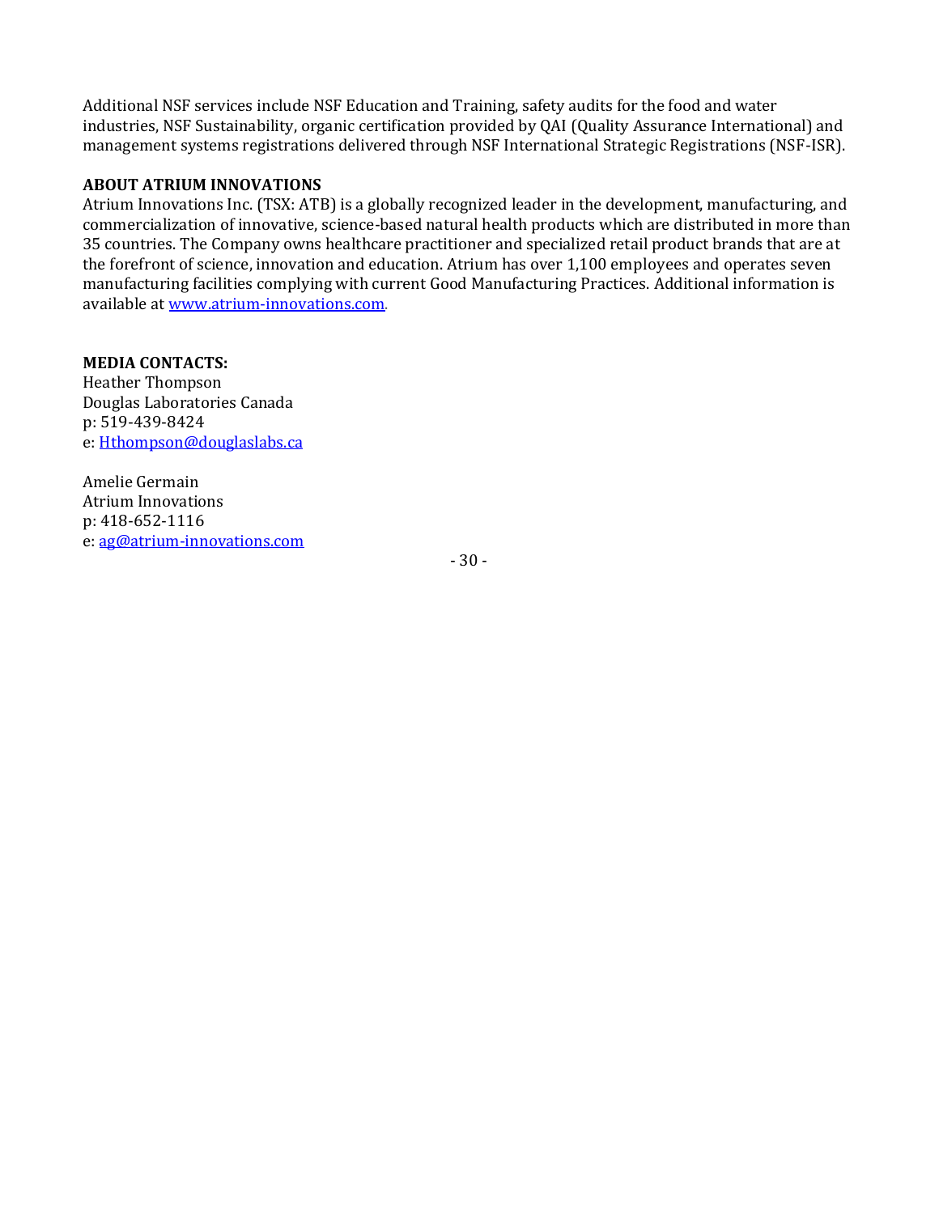Additional NSF services include NSF Education and Training, safety audits for the food and water industries, NSF Sustainability, organic certification provided by QAI (Quality Assurance International) and management systems registrations delivered through NSF International Strategic Registrations (NSF-ISR).

**ABOUT ATRIUM INNOVATIONS**

Atrium Innovations Inc. (TSX: ATB) is a globally recognized leader in the development, manufacturing, and commercialization of innovative, science-based natural health products which are distributed in more than 35 countries. The Company owns healthcare practitioner and specialized retail product brands that are at the forefront of science, innovation and education. Atrium has over 1,100 employees and operates seven manufacturing facilities complying with current Good Manufacturing Practices. Additional information is available at www.atrium-innovations.com.

**MEDIA CONTACTS:**

Heather Thompson
Douglas Laboratories Canada
p: 519-439-8424
e: Hthompson@douglaslabs.ca

Amelie Germain
Atrium Innovations
p: 418-652-1116
e: ag@atrium-innovations.com

- 30 -